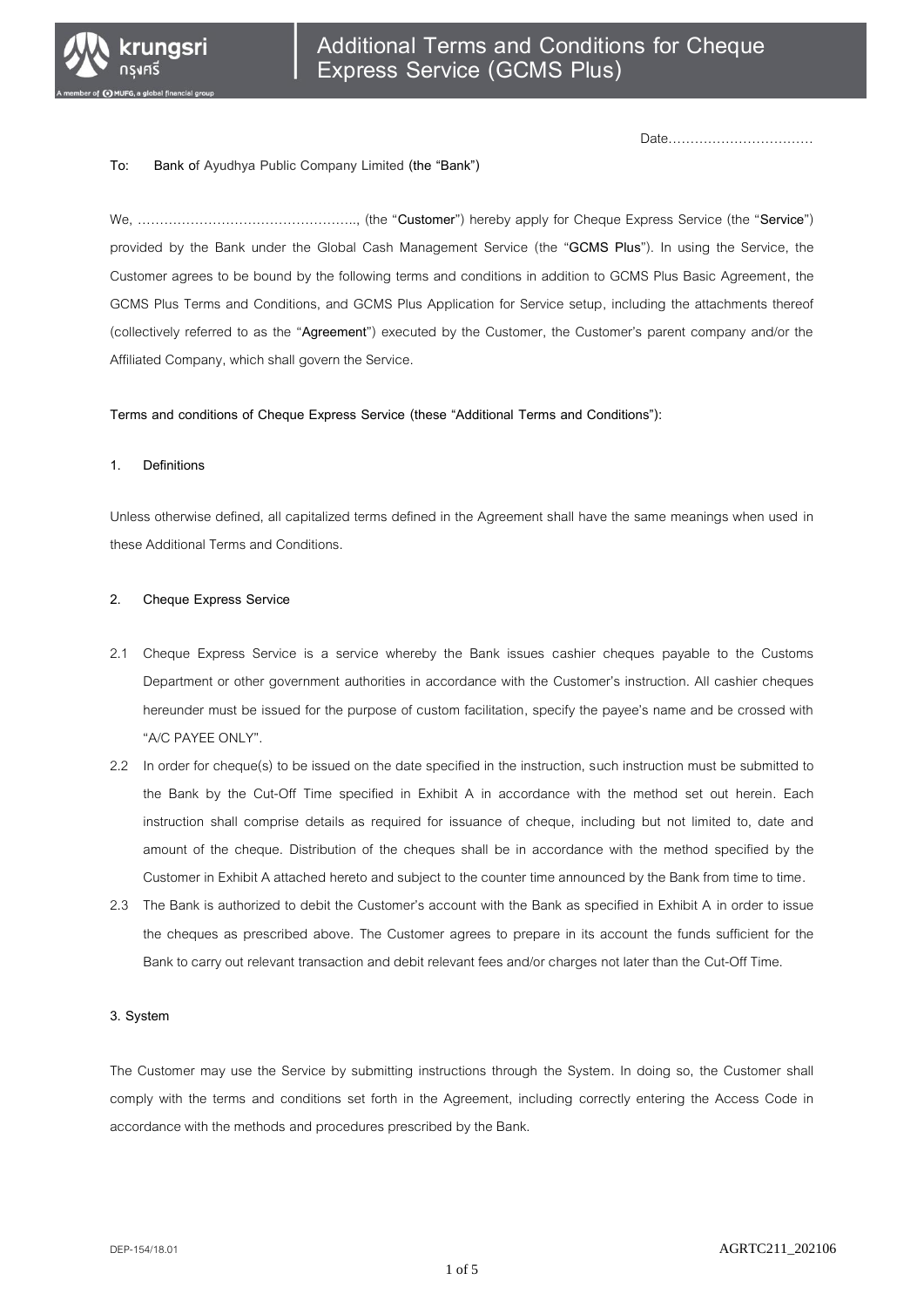# Additional Terms and Conditions for Cheque Express Service (GCMS Plus)

Date…………………………….

**To:** **Bank of** Ayudhya Public Company Limited **(the "Bank")**

We, …………………………………………….., (the "**Customer**") hereby apply for Cheque Express Service (the "**Service**") provided by the Bank under the Global Cash Management Service (the "**GCMS Plus**"). In using the Service, the Customer agrees to be bound by the following terms and conditions in addition to GCMS Plus Basic Agreement, the GCMS Plus Terms and Conditions, and GCMS Plus Application for Service setup, including the attachments thereof (collectively referred to as the "**Agreement**") executed by the Customer, the Customer's parent company and/or the Affiliated Company, which shall govern the Service.

**Terms and conditions of Cheque Express Service (these "Additional Terms and Conditions"):**

**1. Definitions**

Unless otherwise defined, all capitalized terms defined in the Agreement shall have the same meanings when used in these Additional Terms and Conditions.

**2. Cheque Express Service**

2.1 Cheque Express Service is a service whereby the Bank issues cashier cheques payable to the Customs Department or other government authorities in accordance with the Customer's instruction. All cashier cheques hereunder must be issued for the purpose of custom facilitation, specify the payee's name and be crossed with "A/C PAYEE ONLY".

2.2 In order for cheque(s) to be issued on the date specified in the instruction, such instruction must be submitted to the Bank by the Cut-Off Time specified in Exhibit A in accordance with the method set out herein. Each instruction shall comprise details as required for issuance of cheque, including but not limited to, date and amount of the cheque. Distribution of the cheques shall be in accordance with the method specified by the Customer in Exhibit A attached hereto and subject to the counter time announced by the Bank from time to time.

2.3 The Bank is authorized to debit the Customer's account with the Bank as specified in Exhibit A in order to issue the cheques as prescribed above. The Customer agrees to prepare in its account the funds sufficient for the Bank to carry out relevant transaction and debit relevant fees and/or charges not later than the Cut-Off Time.

**3. System**

The Customer may use the Service by submitting instructions through the System. In doing so, the Customer shall comply with the terms and conditions set forth in the Agreement, including correctly entering the Access Code in accordance with the methods and procedures prescribed by the Bank.

DEP-154/18.01 AGRTC211_202106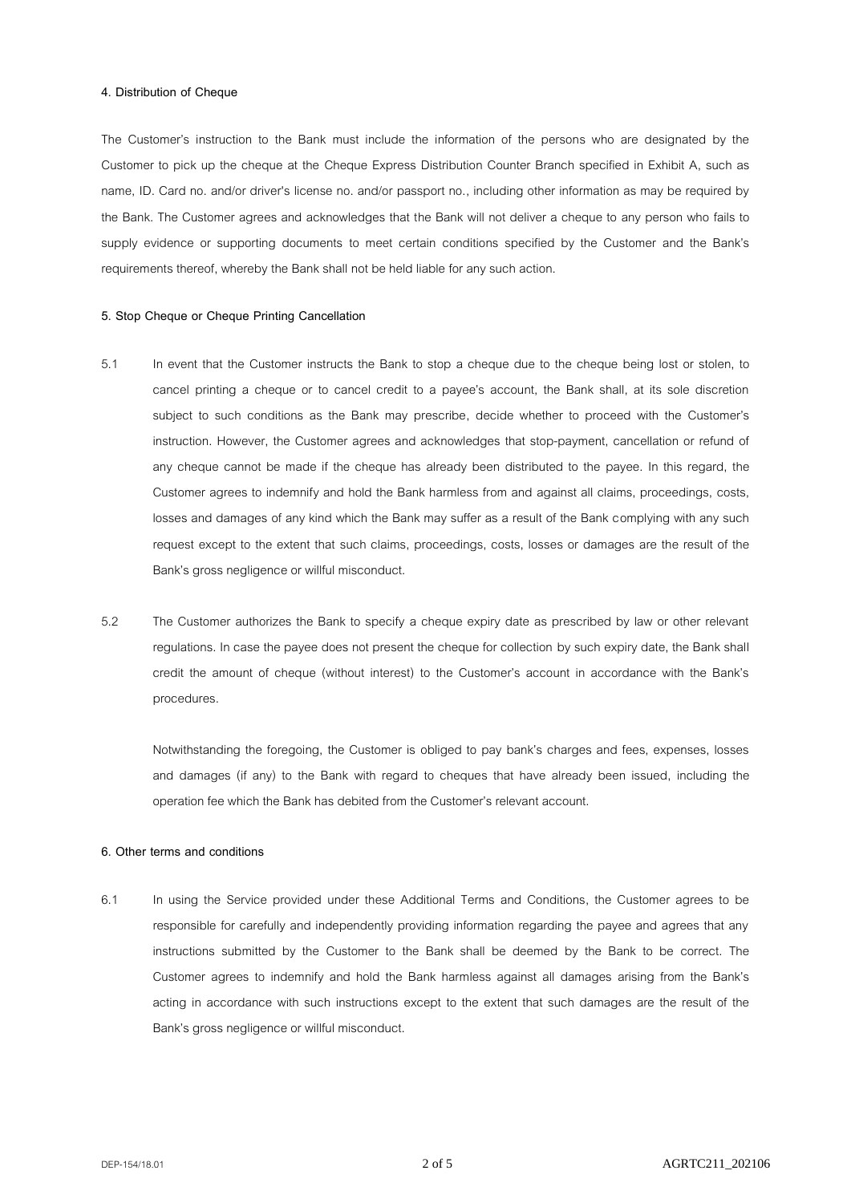**4. Distribution of Cheque**

The Customer's instruction to the Bank must include the information of the persons who are designated by the Customer to pick up the cheque at the Cheque Express Distribution Counter Branch specified in Exhibit A, such as name, ID. Card no. and/or driver's license no. and/or passport no., including other information as may be required by the Bank. The Customer agrees and acknowledges that the Bank will not deliver a cheque to any person who fails to supply evidence or supporting documents to meet certain conditions specified by the Customer and the Bank's requirements thereof, whereby the Bank shall not be held liable for any such action.

**5. Stop Cheque or Cheque Printing Cancellation**

5.1 In event that the Customer instructs the Bank to stop a cheque due to the cheque being lost or stolen, to cancel printing a cheque or to cancel credit to a payee's account, the Bank shall, at its sole discretion subject to such conditions as the Bank may prescribe, decide whether to proceed with the Customer's instruction. However, the Customer agrees and acknowledges that stop-payment, cancellation or refund of any cheque cannot be made if the cheque has already been distributed to the payee. In this regard, the Customer agrees to indemnify and hold the Bank harmless from and against all claims, proceedings, costs, losses and damages of any kind which the Bank may suffer as a result of the Bank complying with any such request except to the extent that such claims, proceedings, costs, losses or damages are the result of the Bank's gross negligence or willful misconduct.

5.2 The Customer authorizes the Bank to specify a cheque expiry date as prescribed by law or other relevant regulations. In case the payee does not present the cheque for collection by such expiry date, the Bank shall credit the amount of cheque (without interest) to the Customer's account in accordance with the Bank's procedures.

Notwithstanding the foregoing, the Customer is obliged to pay bank's charges and fees, expenses, losses and damages (if any) to the Bank with regard to cheques that have already been issued, including the operation fee which the Bank has debited from the Customer's relevant account.

**6. Other terms and conditions**

6.1 In using the Service provided under these Additional Terms and Conditions, the Customer agrees to be responsible for carefully and independently providing information regarding the payee and agrees that any instructions submitted by the Customer to the Bank shall be deemed by the Bank to be correct. The Customer agrees to indemnify and hold the Bank harmless against all damages arising from the Bank's acting in accordance with such instructions except to the extent that such damages are the result of the Bank's gross negligence or willful misconduct.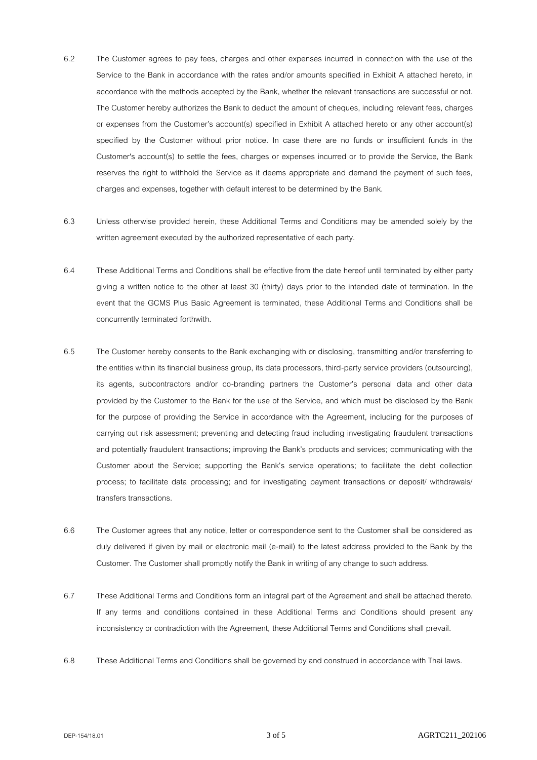6.2 The Customer agrees to pay fees, charges and other expenses incurred in connection with the use of the Service to the Bank in accordance with the rates and/or amounts specified in Exhibit A attached hereto, in accordance with the methods accepted by the Bank, whether the relevant transactions are successful or not. The Customer hereby authorizes the Bank to deduct the amount of cheques, including relevant fees, charges or expenses from the Customer's account(s) specified in Exhibit A attached hereto or any other account(s) specified by the Customer without prior notice. In case there are no funds or insufficient funds in the Customer's account(s) to settle the fees, charges or expenses incurred or to provide the Service, the Bank reserves the right to withhold the Service as it deems appropriate and demand the payment of such fees, charges and expenses, together with default interest to be determined by the Bank.

6.3 Unless otherwise provided herein, these Additional Terms and Conditions may be amended solely by the written agreement executed by the authorized representative of each party.

6.4 These Additional Terms and Conditions shall be effective from the date hereof until terminated by either party giving a written notice to the other at least 30 (thirty) days prior to the intended date of termination. In the event that the GCMS Plus Basic Agreement is terminated, these Additional Terms and Conditions shall be concurrently terminated forthwith.

6.5 The Customer hereby consents to the Bank exchanging with or disclosing, transmitting and/or transferring to the entities within its financial business group, its data processors, third-party service providers (outsourcing), its agents, subcontractors and/or co-branding partners the Customer's personal data and other data provided by the Customer to the Bank for the use of the Service, and which must be disclosed by the Bank for the purpose of providing the Service in accordance with the Agreement, including for the purposes of carrying out risk assessment; preventing and detecting fraud including investigating fraudulent transactions and potentially fraudulent transactions; improving the Bank's products and services; communicating with the Customer about the Service; supporting the Bank's service operations; to facilitate the debt collection process; to facilitate data processing; and for investigating payment transactions or deposit/ withdrawals/ transfers transactions.

6.6 The Customer agrees that any notice, letter or correspondence sent to the Customer shall be considered as duly delivered if given by mail or electronic mail (e-mail) to the latest address provided to the Bank by the Customer. The Customer shall promptly notify the Bank in writing of any change to such address.

6.7 These Additional Terms and Conditions form an integral part of the Agreement and shall be attached thereto. If any terms and conditions contained in these Additional Terms and Conditions should present any inconsistency or contradiction with the Agreement, these Additional Terms and Conditions shall prevail.

6.8 These Additional Terms and Conditions shall be governed by and construed in accordance with Thai laws.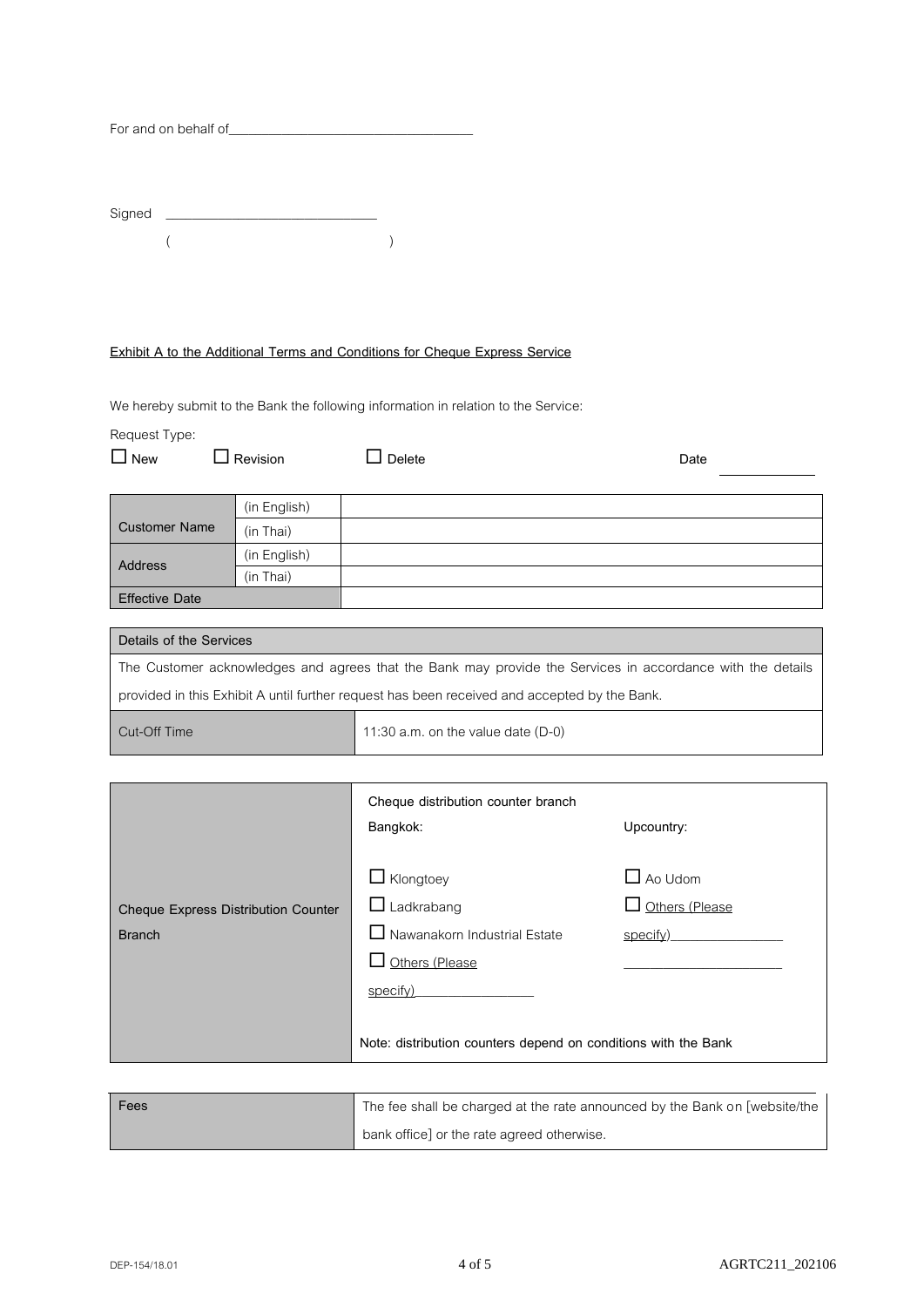For and on behalf of___________________________________

Signed ______________________________

( )

**Exhibit A to the Additional Terms and Conditions for Cheque Express Service**

We hereby submit to the Bank the following information in relation to the Service:

Request Type:

☐ New ☐ Revision ☐ Delete Date ____________

| Customer Name | (in English) | |
|---|---|---|
| | (in Thai) | |
| Address | (in English) | |
| | (in Thai) | |
| Effective Date | | |

| Details of the Services | |
|---|---|
| The Customer acknowledges and agrees that the Bank may provide the Services in accordance with the details provided in this Exhibit A until further request has been received and accepted by the Bank. | |
| Cut-Off Time | 11:30 a.m. on the value date (D-0) |

| Cheque Express Distribution Counter Branch | Cheque distribution counter branch | |
|---|---|---|
| | Bangkok: | Upcountry: |
| | ☐ Klongtoey | ☐ Ao Udom |
| | ☐ Ladkrabang | ☐ Others (Please specify)________________ |
| | ☐ Nawanakorn Industrial Estate | ______________________ |
| | ☐ Others (Please specify)________________ | |
| | Note: distribution counters depend on conditions with the Bank | |

| Fees | The fee shall be charged at the rate announced by the Bank on [website/the bank office] or the rate agreed otherwise. |
|---|---|

DEP-154/18.01 AGRTC211_202106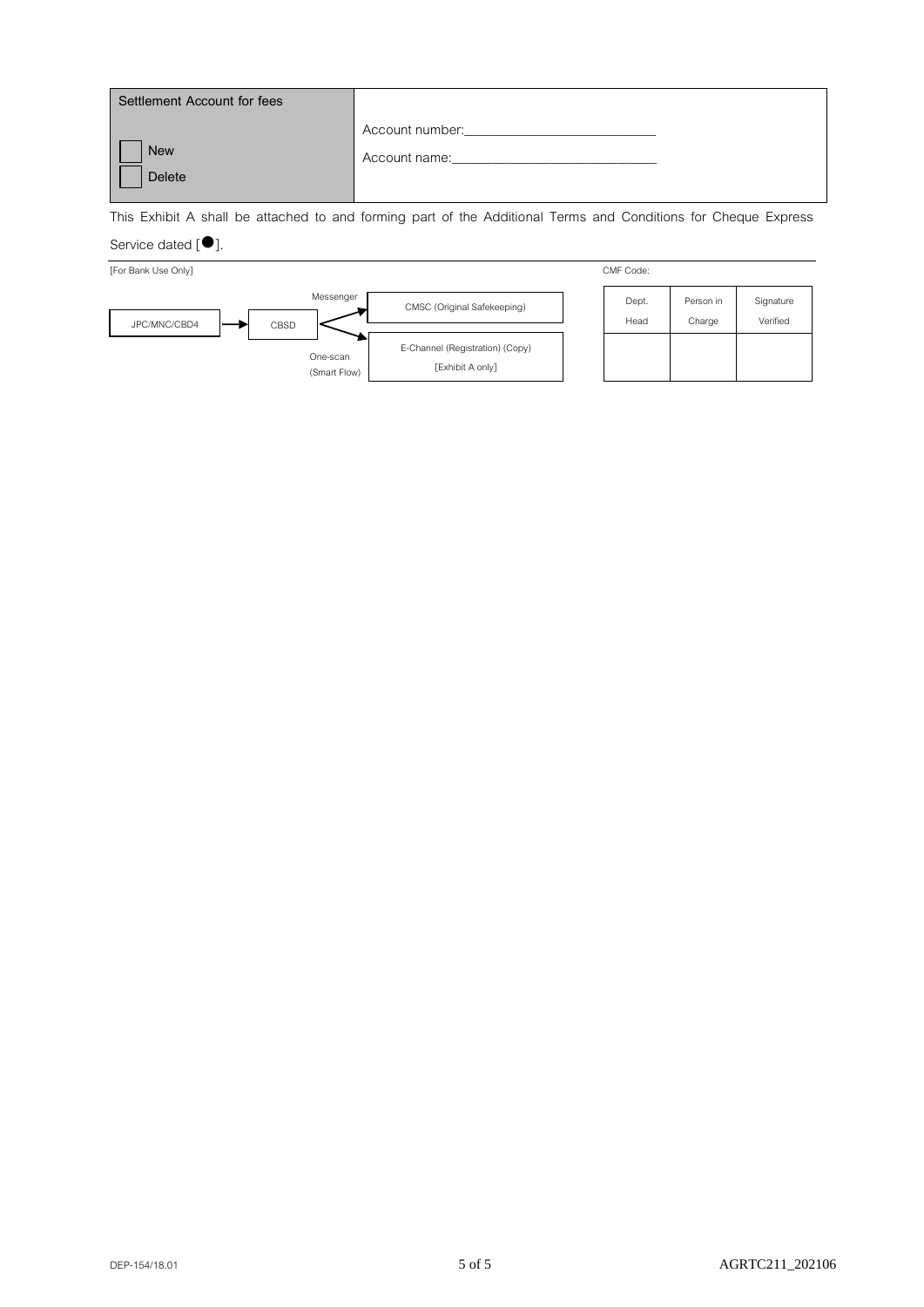| Settlement Account for fees | |
|---|---|
| ☐ New<br>☐ Delete | Account number:\_\_\_\_\_\_\_\_\_\_\_\_\_\_\_\_\_\_\_\_\_\_\_\_\_\_<br>Account name:\_\_\_\_\_\_\_\_\_\_\_\_\_\_\_\_\_\_\_\_\_\_\_\_\_\_\_\_ |

This Exhibit A shall be attached to and forming part of the Additional Terms and Conditions for Cheque Express Service dated [●].

---

[For Bank Use Only]

JPC/MNC/CBD4 → CBSD

CBSD → Messenger → CMSC (Original Safekeeping)

CBSD → One-scan (Smart Flow) → E-Channel (Registration) (Copy) [Exhibit A only]

CMF Code:

| Dept. Head | Person in Charge | Signature Verified |
|---|---|---|
| | | |

DEP-154/18.01

AGRTC211_202106